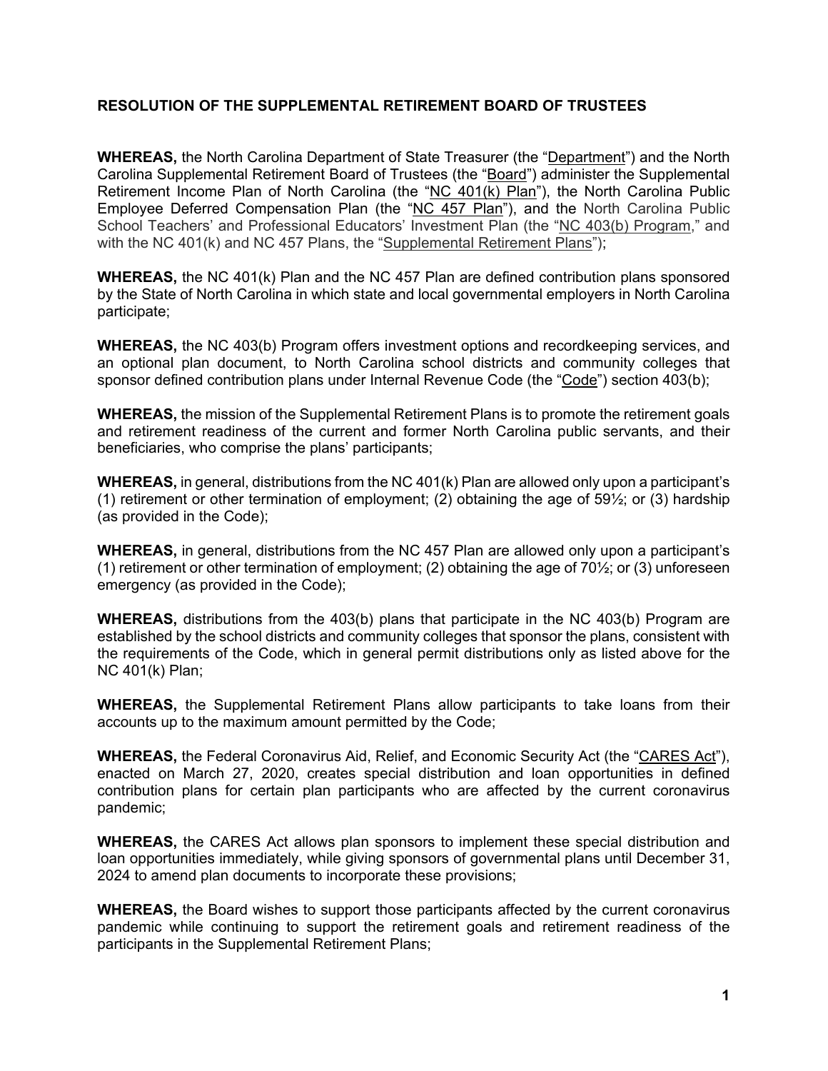**RESOLUTION OF THE SUPPLEMENTAL RETIREMENT BOARD OF TRUSTEES**

**WHEREAS,** the North Carolina Department of State Treasurer (the "Department") and the North Carolina Supplemental Retirement Board of Trustees (the "Board") administer the Supplemental Retirement Income Plan of North Carolina (the "NC 401(k) Plan"), the North Carolina Public Employee Deferred Compensation Plan (the "NC 457 Plan"), and the North Carolina Public School Teachers' and Professional Educators' Investment Plan (the "NC 403(b) Program," and with the NC 401(k) and NC 457 Plans, the "Supplemental Retirement Plans");

**WHEREAS,** the NC 401(k) Plan and the NC 457 Plan are defined contribution plans sponsored by the State of North Carolina in which state and local governmental employers in North Carolina participate;

**WHEREAS,** the NC 403(b) Program offers investment options and recordkeeping services, and an optional plan document, to North Carolina school districts and community colleges that sponsor defined contribution plans under Internal Revenue Code (the "Code") section 403(b);

**WHEREAS,** the mission of the Supplemental Retirement Plans is to promote the retirement goals and retirement readiness of the current and former North Carolina public servants, and their beneficiaries, who comprise the plans' participants;

**WHEREAS,** in general, distributions from the NC 401(k) Plan are allowed only upon a participant's (1) retirement or other termination of employment; (2) obtaining the age of 59½; or (3) hardship (as provided in the Code);

**WHEREAS,** in general, distributions from the NC 457 Plan are allowed only upon a participant's (1) retirement or other termination of employment; (2) obtaining the age of 70½; or (3) unforeseen emergency (as provided in the Code);

**WHEREAS,** distributions from the 403(b) plans that participate in the NC 403(b) Program are established by the school districts and community colleges that sponsor the plans, consistent with the requirements of the Code, which in general permit distributions only as listed above for the NC 401(k) Plan;

**WHEREAS,** the Supplemental Retirement Plans allow participants to take loans from their accounts up to the maximum amount permitted by the Code;

**WHEREAS,** the Federal Coronavirus Aid, Relief, and Economic Security Act (the "CARES Act"), enacted on March 27, 2020, creates special distribution and loan opportunities in defined contribution plans for certain plan participants who are affected by the current coronavirus pandemic;

**WHEREAS,** the CARES Act allows plan sponsors to implement these special distribution and loan opportunities immediately, while giving sponsors of governmental plans until December 31, 2024 to amend plan documents to incorporate these provisions;

**WHEREAS,** the Board wishes to support those participants affected by the current coronavirus pandemic while continuing to support the retirement goals and retirement readiness of the participants in the Supplemental Retirement Plans;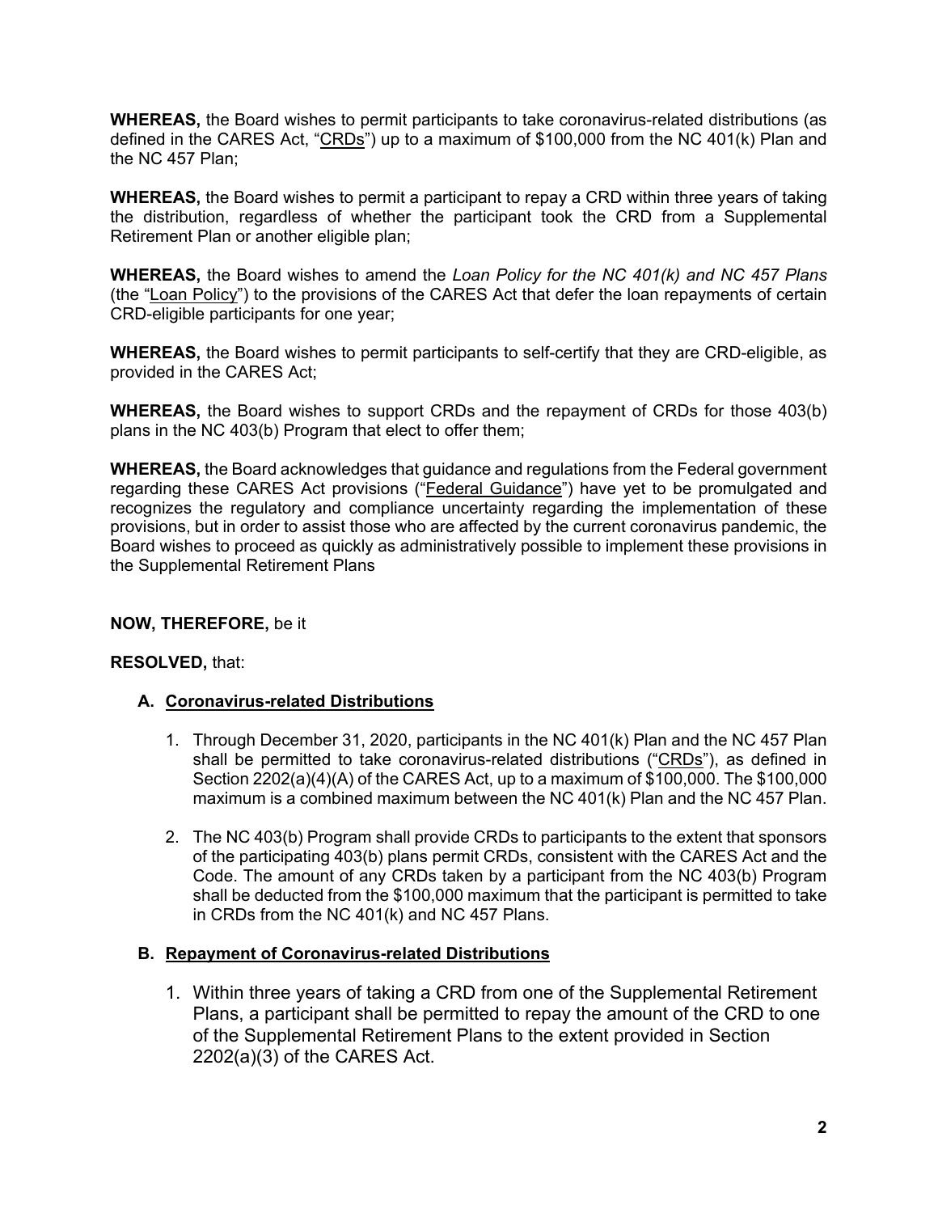**WHEREAS,** the Board wishes to permit participants to take coronavirus-related distributions (as defined in the CARES Act, "CRDs") up to a maximum of $100,000 from the NC 401(k) Plan and the NC 457 Plan;

**WHEREAS,** the Board wishes to permit a participant to repay a CRD within three years of taking the distribution, regardless of whether the participant took the CRD from a Supplemental Retirement Plan or another eligible plan;

**WHEREAS,** the Board wishes to amend the *Loan Policy for the NC 401(k) and NC 457 Plans* (the "Loan Policy") to the provisions of the CARES Act that defer the loan repayments of certain CRD-eligible participants for one year;

**WHEREAS,** the Board wishes to permit participants to self-certify that they are CRD-eligible, as provided in the CARES Act;

**WHEREAS,** the Board wishes to support CRDs and the repayment of CRDs for those 403(b) plans in the NC 403(b) Program that elect to offer them;

**WHEREAS,** the Board acknowledges that guidance and regulations from the Federal government regarding these CARES Act provisions ("Federal Guidance") have yet to be promulgated and recognizes the regulatory and compliance uncertainty regarding the implementation of these provisions, but in order to assist those who are affected by the current coronavirus pandemic, the Board wishes to proceed as quickly as administratively possible to implement these provisions in the Supplemental Retirement Plans

**NOW, THEREFORE,** be it

**RESOLVED,** that:

**A. Coronavirus-related Distributions**

1. Through December 31, 2020, participants in the NC 401(k) Plan and the NC 457 Plan shall be permitted to take coronavirus-related distributions ("CRDs"), as defined in Section 2202(a)(4)(A) of the CARES Act, up to a maximum of $100,000. The $100,000 maximum is a combined maximum between the NC 401(k) Plan and the NC 457 Plan.

2. The NC 403(b) Program shall provide CRDs to participants to the extent that sponsors of the participating 403(b) plans permit CRDs, consistent with the CARES Act and the Code. The amount of any CRDs taken by a participant from the NC 403(b) Program shall be deducted from the $100,000 maximum that the participant is permitted to take in CRDs from the NC 401(k) and NC 457 Plans.

**B. Repayment of Coronavirus-related Distributions**

1. Within three years of taking a CRD from one of the Supplemental Retirement Plans, a participant shall be permitted to repay the amount of the CRD to one of the Supplemental Retirement Plans to the extent provided in Section 2202(a)(3) of the CARES Act.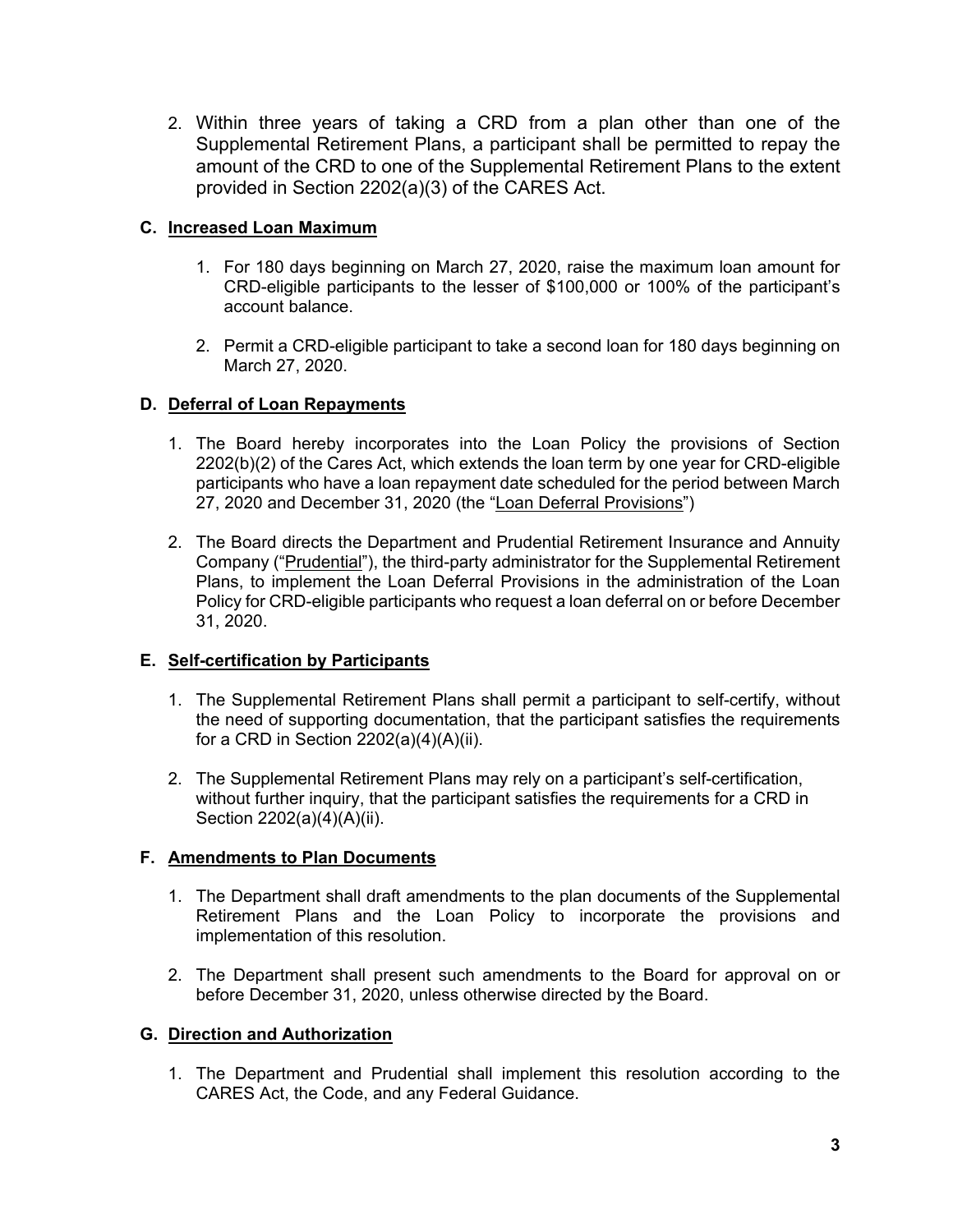2. Within three years of taking a CRD from a plan other than one of the Supplemental Retirement Plans, a participant shall be permitted to repay the amount of the CRD to one of the Supplemental Retirement Plans to the extent provided in Section 2202(a)(3) of the CARES Act.

**C. <u>Increased Loan Maximum</u>**

1. For 180 days beginning on March 27, 2020, raise the maximum loan amount for CRD-eligible participants to the lesser of $100,000 or 100% of the participant's account balance.

2. Permit a CRD-eligible participant to take a second loan for 180 days beginning on March 27, 2020.

**D. <u>Deferral of Loan Repayments</u>**

1. The Board hereby incorporates into the Loan Policy the provisions of Section 2202(b)(2) of the Cares Act, which extends the loan term by one year for CRD-eligible participants who have a loan repayment date scheduled for the period between March 27, 2020 and December 31, 2020 (the "<u>Loan Deferral Provisions</u>")

2. The Board directs the Department and Prudential Retirement Insurance and Annuity Company ("<u>Prudential</u>"), the third-party administrator for the Supplemental Retirement Plans, to implement the Loan Deferral Provisions in the administration of the Loan Policy for CRD-eligible participants who request a loan deferral on or before December 31, 2020.

**E. <u>Self-certification by Participants</u>**

1. The Supplemental Retirement Plans shall permit a participant to self-certify, without the need of supporting documentation, that the participant satisfies the requirements for a CRD in Section 2202(a)(4)(A)(ii).

2. The Supplemental Retirement Plans may rely on a participant's self-certification, without further inquiry, that the participant satisfies the requirements for a CRD in Section 2202(a)(4)(A)(ii).

**F. <u>Amendments to Plan Documents</u>**

1. The Department shall draft amendments to the plan documents of the Supplemental Retirement Plans and the Loan Policy to incorporate the provisions and implementation of this resolution.

2. The Department shall present such amendments to the Board for approval on or before December 31, 2020, unless otherwise directed by the Board.

**G. <u>Direction and Authorization</u>**

1. The Department and Prudential shall implement this resolution according to the CARES Act, the Code, and any Federal Guidance.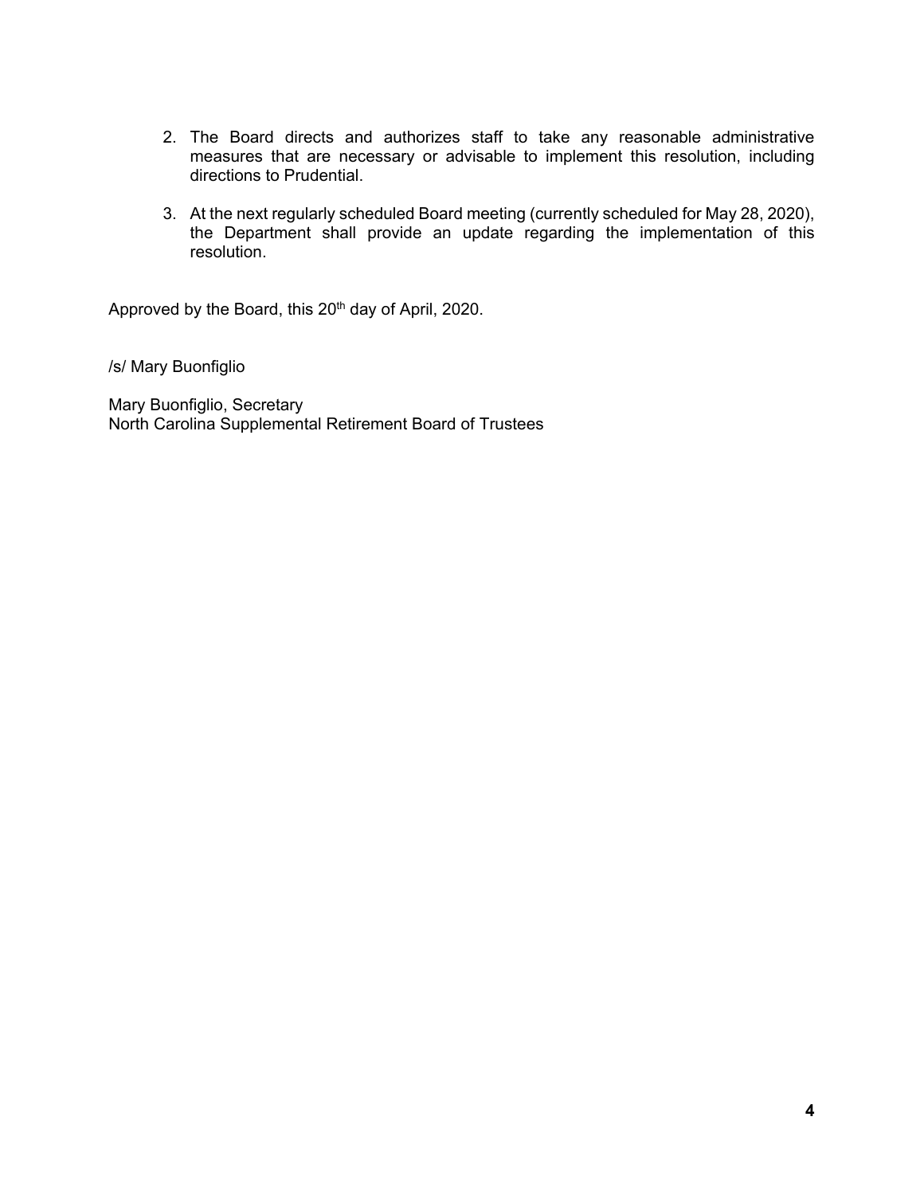2. The Board directs and authorizes staff to take any reasonable administrative measures that are necessary or advisable to implement this resolution, including directions to Prudential.

3. At the next regularly scheduled Board meeting (currently scheduled for May 28, 2020), the Department shall provide an update regarding the implementation of this resolution.

Approved by the Board, this 20th day of April, 2020.

/s/ Mary Buonfiglio

Mary Buonfiglio, Secretary
North Carolina Supplemental Retirement Board of Trustees